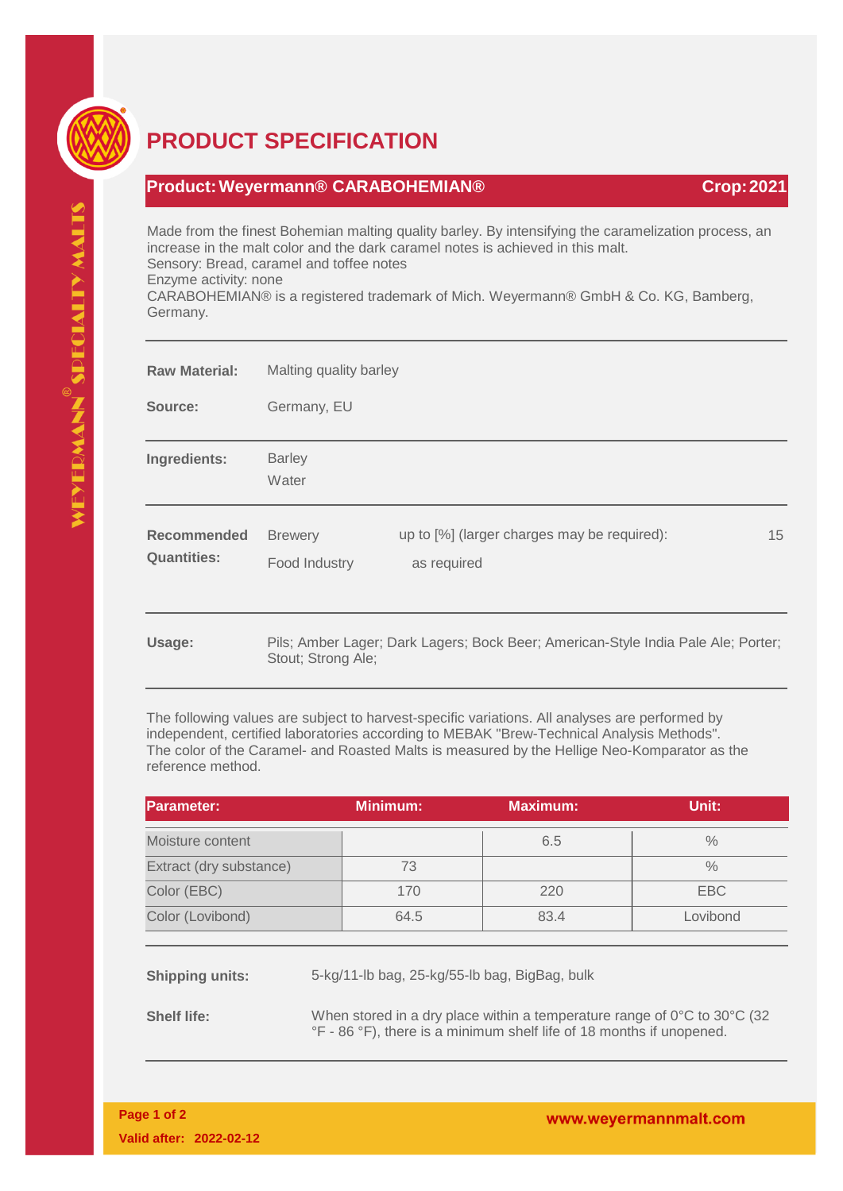# PRODUCT SPECIFICATION

## Product: Weyermann® CARABOHEMIAN® — Crop: 2021

Made from the finest Bohemian malting quality barley. By intensifying the caramelization process, an increase in the malt color and the dark caramel notes is achieved in this malt.
Sensory: Bread, caramel and toffee notes
Enzyme activity: none
CARABOHEMIAN® is a registered trademark of Mich. Weyermann® GmbH & Co. KG, Bamberg, Germany.

**Raw Material:** Malting quality barley

**Source:** Germany, EU

**Ingredients:** Barley, Water

**Recommended Quantities:**

| | | |
|---|---|---|
| Brewery | up to [%] (larger charges may be required): | 15 |
| Food Industry | as required | |

**Usage:** Pils; Amber Lager; Dark Lagers; Bock Beer; American-Style India Pale Ale; Porter; Stout; Strong Ale;

The following values are subject to harvest-specific variations. All analyses are performed by independent, certified laboratories according to MEBAK "Brew-Technical Analysis Methods".
The color of the Caramel- and Roasted Malts is measured by the Hellige Neo-Komparator as the reference method.

| Parameter: | Minimum: | Maximum: | Unit: |
|---|---|---|---|
| Moisture content | | 6.5 | % |
| Extract (dry substance) | 73 | | % |
| Color (EBC) | 170 | 220 | EBC |
| Color (Lovibond) | 64.5 | 83.4 | Lovibond |

**Shipping units:** 5-kg/11-lb bag, 25-kg/55-lb bag, BigBag, bulk

**Shelf life:** When stored in a dry place within a temperature range of 0°C to 30°C (32 °F - 86 °F), there is a minimum shelf life of 18 months if unopened.

Valid after: 2022-02-12

www.weyermannmalt.com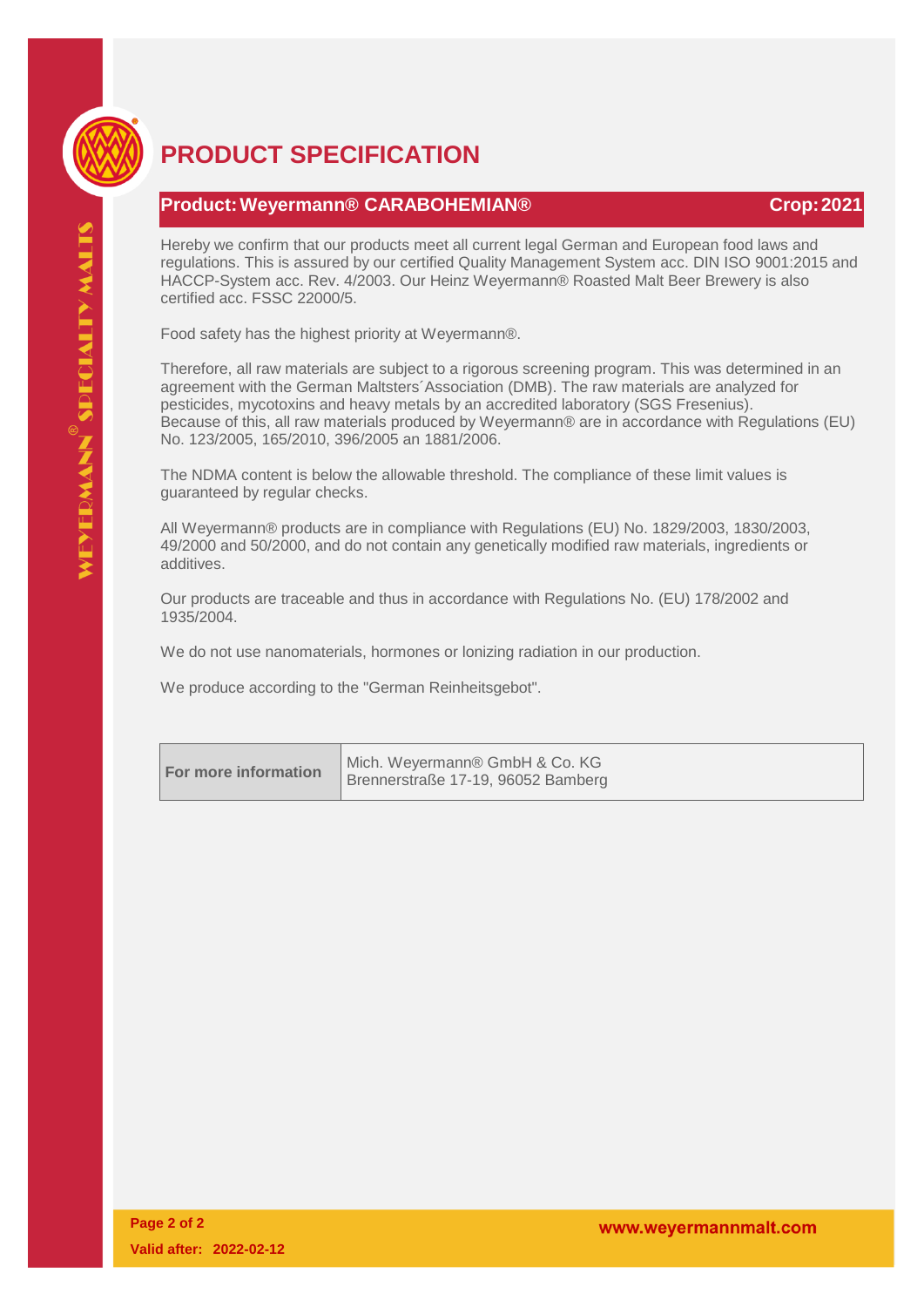# PRODUCT SPECIFICATION

**Product: Weyermann® CARABOHEMIAN®** **Crop: 2021**

Hereby we confirm that our products meet all current legal German and European food laws and regulations. This is assured by our certified Quality Management System acc. DIN ISO 9001:2015 and HACCP-System acc. Rev. 4/2003. Our Heinz Weyermann® Roasted Malt Beer Brewery is also certified acc. FSSC 22000/5.

Food safety has the highest priority at Weyermann®.

Therefore, all raw materials are subject to a rigorous screening program. This was determined in an agreement with the German Maltsters´Association (DMB). The raw materials are analyzed for pesticides, mycotoxins and heavy metals by an accredited laboratory (SGS Fresenius). Because of this, all raw materials produced by Weyermann® are in accordance with Regulations (EU) No. 123/2005, 165/2010, 396/2005 an 1881/2006.

The NDMA content is below the allowable threshold. The compliance of these limit values is guaranteed by regular checks.

All Weyermann® products are in compliance with Regulations (EU) No. 1829/2003, 1830/2003, 49/2000 and 50/2000, and do not contain any genetically modified raw materials, ingredients or additives.

Our products are traceable and thus in accordance with Regulations No. (EU) 178/2002 and 1935/2004.

We do not use nanomaterials, hormones or Ionizing radiation in our production.

We produce according to the "German Reinheitsgebot".

| | |
|---|---|
| **For more information** | Mich. Weyermann® GmbH & Co. KG<br>Brennerstraße 17-19, 96052 Bamberg |

**Valid after: 2022-02-12**

www.weyermannmalt.com